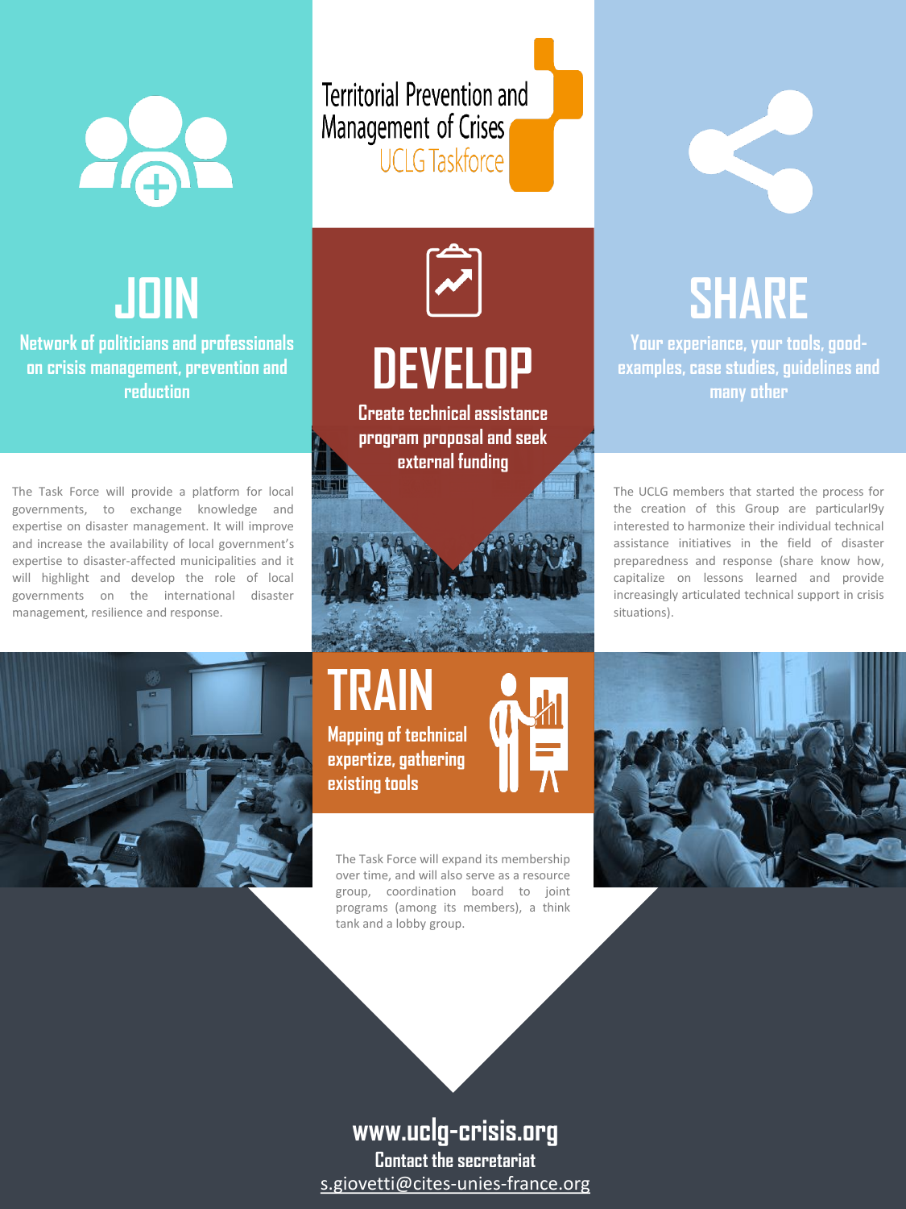# Territorial Prevention and Management of Crises

UCLG Taskforce

## JOIN

**Network of politicians and professionals on crisis management, prevention and reduction**

The Task Force will provide a platform for local governments, to exchange knowledge and expertise on disaster management. It will improve and increase the availability of local government's expertise to disaster-affected municipalities and it will highlight and develop the role of local governments on the international disaster management, resilience and response.

## DEVELOP

**Create technical assistance program proposal and seek external funding**

## SHARE

**Your experiance, your tools, good-examples, case studies, guidelines and many other**

The UCLG members that started the process for the creation of this Group are particularl9y interested to harmonize their individual technical assistance initiatives in the field of disaster preparedness and response (share know how, capitalize on lessons learned and provide increasingly articulated technical support in crisis situations).

## TRAIN

**Mapping of technical expertize, gathering existing tools**

The Task Force will expand its membership over time, and will also serve as a resource group, coordination board to joint programs (among its members), a think tank and a lobby group.

**www.uclg-crisis.org**

**Contact the secretariat**

s.giovetti@cites-unies-france.org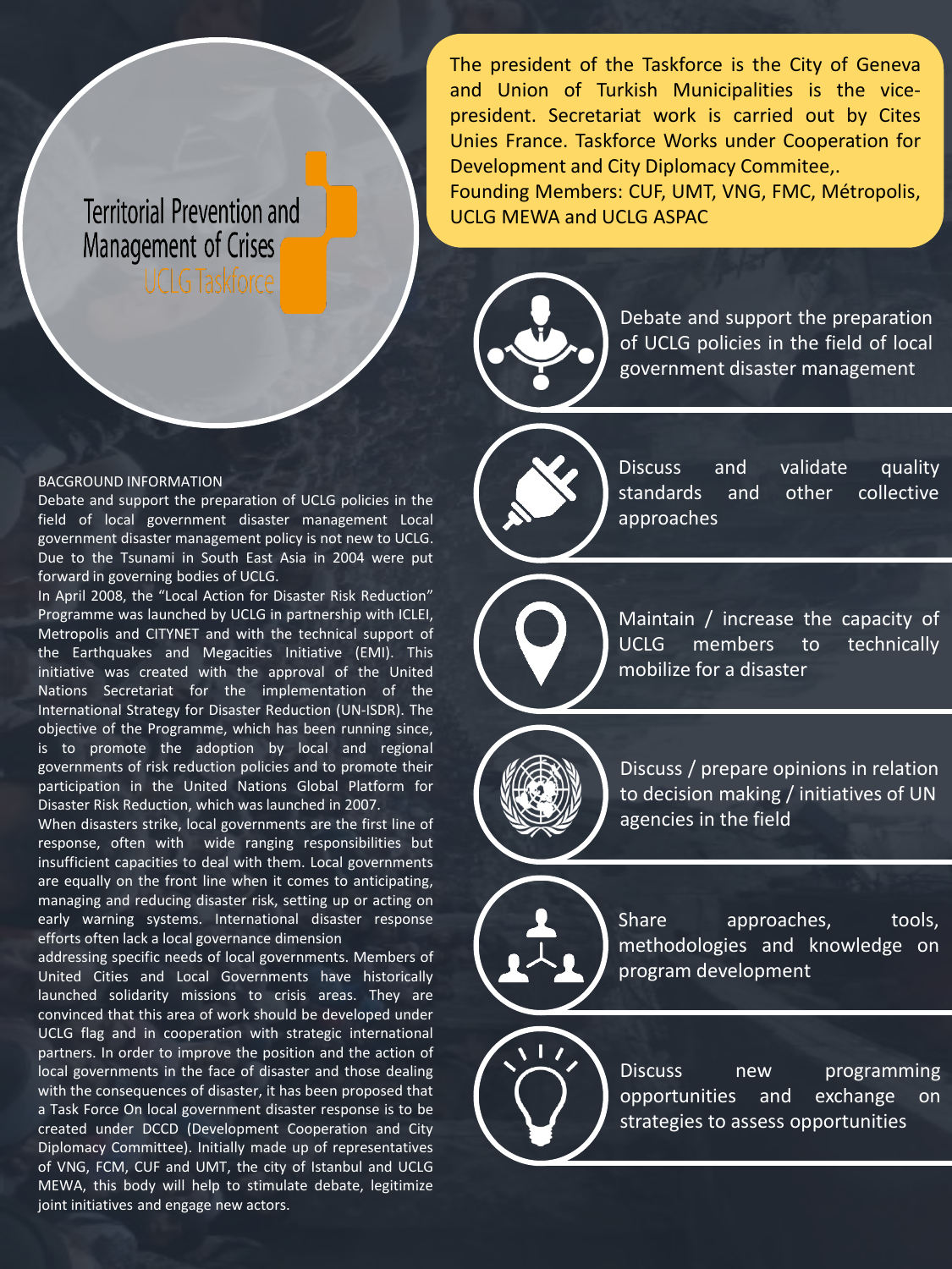# Territorial Prevention and Management of Crises

UCLG Taskforce

The president of the Taskforce is the City of Geneva and Union of Turkish Municipalities is the vice-president. Secretariat work is carried out by Cites Unies France. Taskforce Works under Cooperation for Development and City Diplomacy Commitee,.
Founding Members: CUF, UMT, VNG, FMC, Métropolis, UCLG MEWA and UCLG ASPAC

- Debate and support the preparation of UCLG policies in the field of local government disaster management
- Discuss and validate quality standards and other collective approaches
- Maintain / increase the capacity of UCLG members to technically mobilize for a disaster
- Discuss / prepare opinions in relation to decision making / initiatives of UN agencies in the field
- Share approaches, tools, methodologies and knowledge on program development
- Discuss new programming opportunities and exchange on strategies to assess opportunities

## BACGROUND INFORMATION

Debate and support the preparation of UCLG policies in the field of local government disaster management Local government disaster management policy is not new to UCLG. Due to the Tsunami in South East Asia in 2004 were put forward in governing bodies of UCLG.

In April 2008, the "Local Action for Disaster Risk Reduction" Programme was launched by UCLG in partnership with ICLEI, Metropolis and CITYNET and with the technical support of the Earthquakes and Megacities Initiative (EMI). This initiative was created with the approval of the United Nations Secretariat for the implementation of the International Strategy for Disaster Reduction (UN-ISDR). The objective of the Programme, which has been running since, is to promote the adoption by local and regional governments of risk reduction policies and to promote their participation in the United Nations Global Platform for Disaster Risk Reduction, which was launched in 2007.

When disasters strike, local governments are the first line of response, often with wide ranging responsibilities but insufficient capacities to deal with them. Local governments are equally on the front line when it comes to anticipating, managing and reducing disaster risk, setting up or acting on early warning systems. International disaster response efforts often lack a local governance dimension addressing specific needs of local governments. Members of United Cities and Local Governments have historically launched solidarity missions to crisis areas. They are convinced that this area of work should be developed under UCLG flag and in cooperation with strategic international partners. In order to improve the position and the action of local governments in the face of disaster and those dealing with the consequences of disaster, it has been proposed that a Task Force On local government disaster response is to be created under DCCD (Development Cooperation and City Diplomacy Committee). Initially made up of representatives of VNG, FCM, CUF and UMT, the city of Istanbul and UCLG MEWA, this body will help to stimulate debate, legitimize joint initiatives and engage new actors.